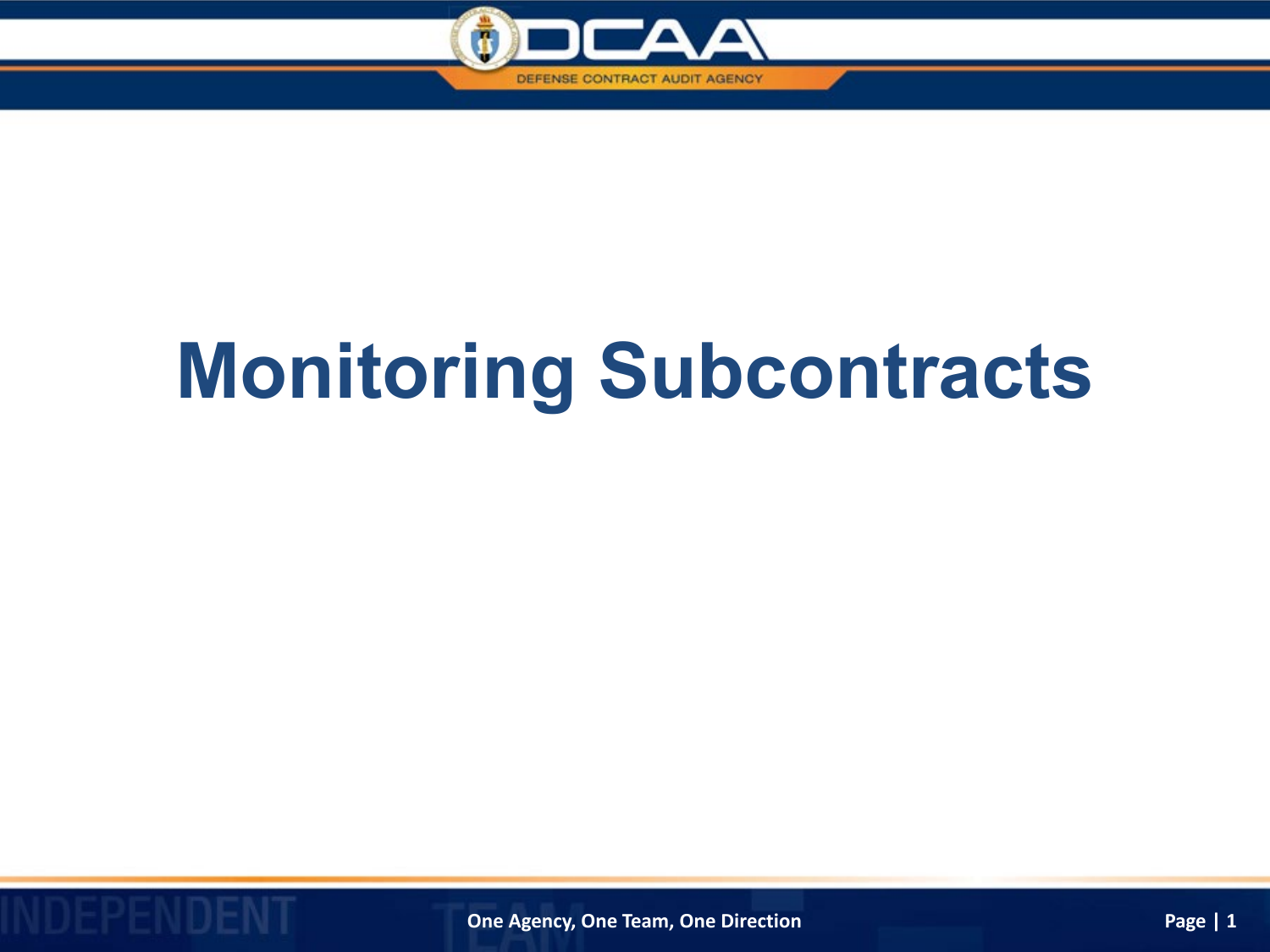# Monitoring Subcontracts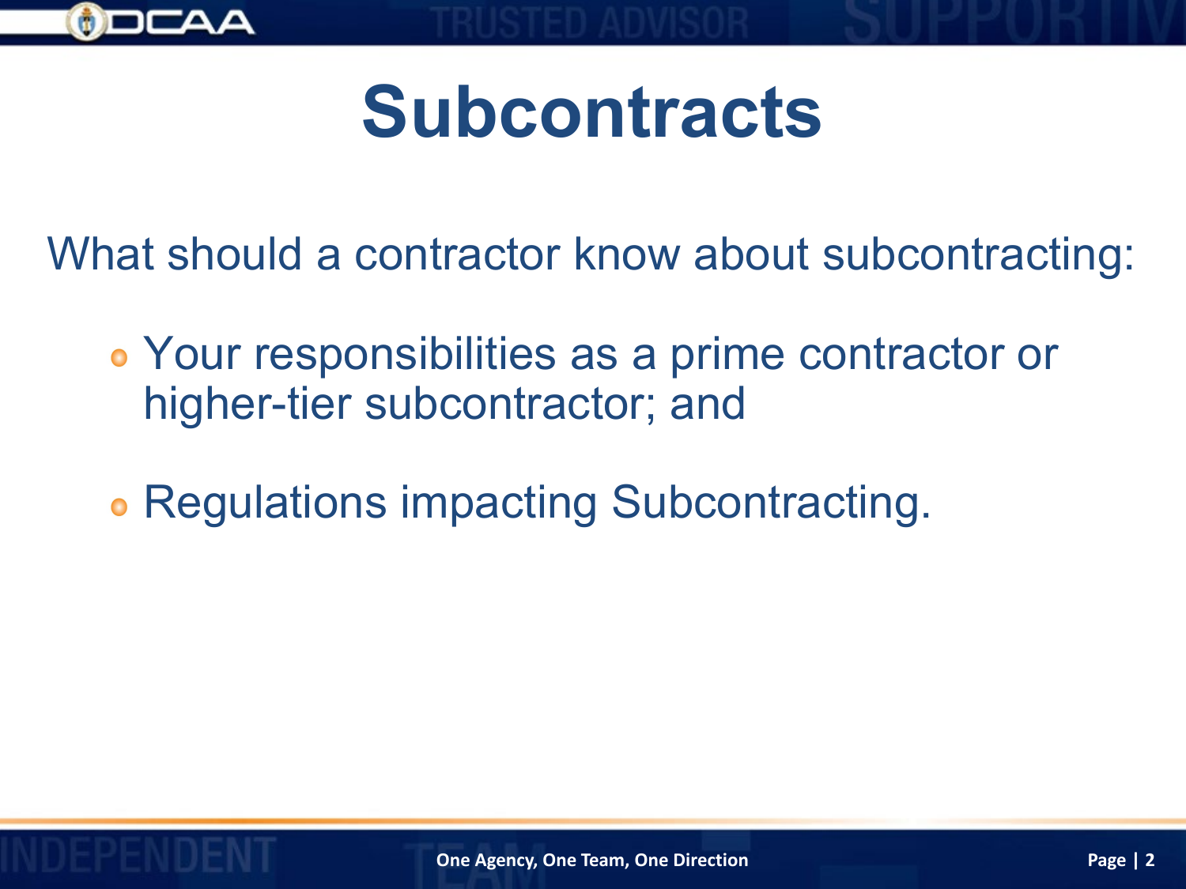# Subcontracts

What should a contractor know about subcontracting:

- Your responsibilities as a prime contractor or higher-tier subcontractor; and
- Regulations impacting Subcontracting.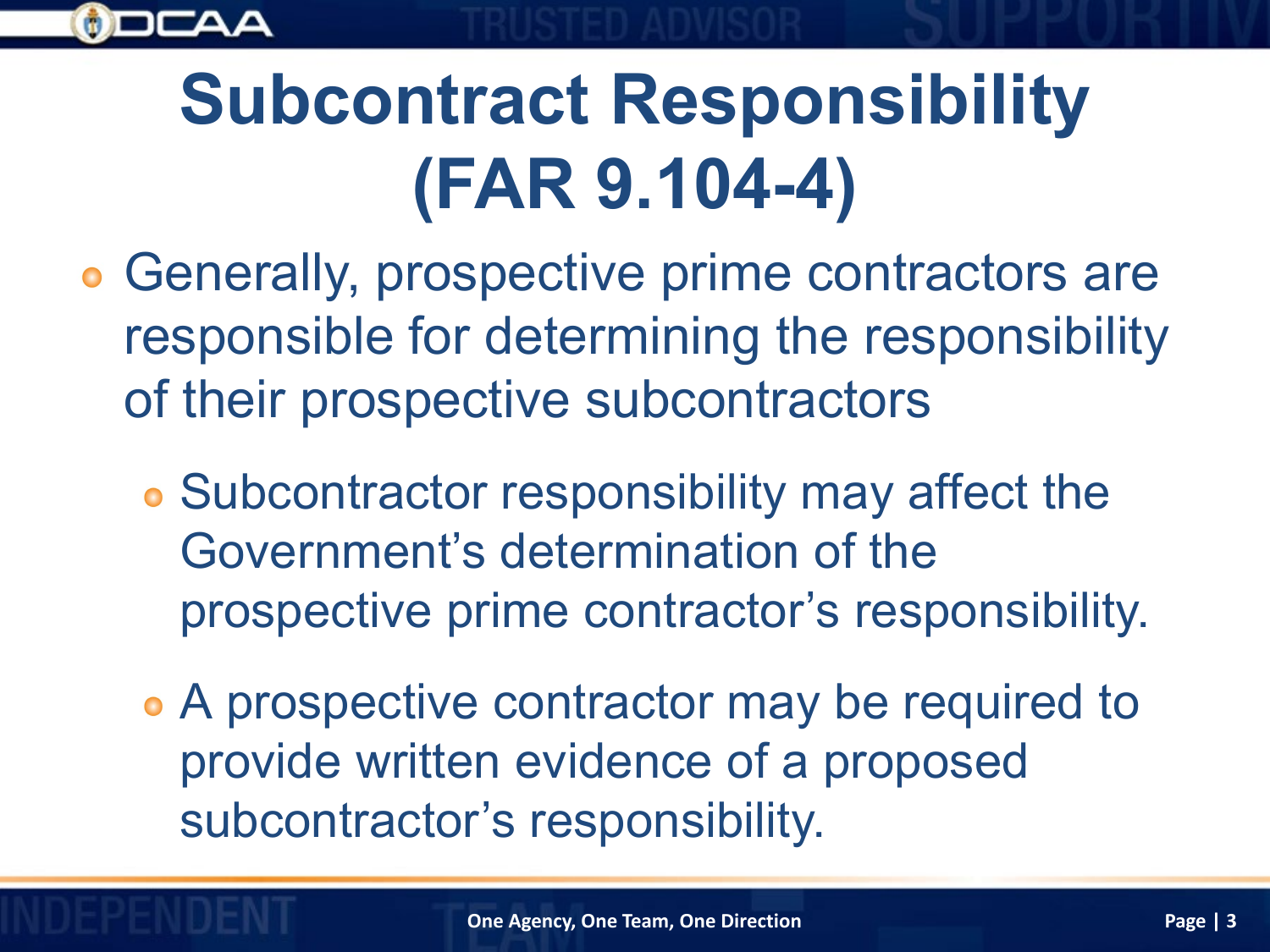# Subcontract Responsibility (FAR 9.104-4)

- Generally, prospective prime contractors are responsible for determining the responsibility of their prospective subcontractors
  - Subcontractor responsibility may affect the Government's determination of the prospective prime contractor's responsibility.
  - A prospective contractor may be required to provide written evidence of a proposed subcontractor's responsibility.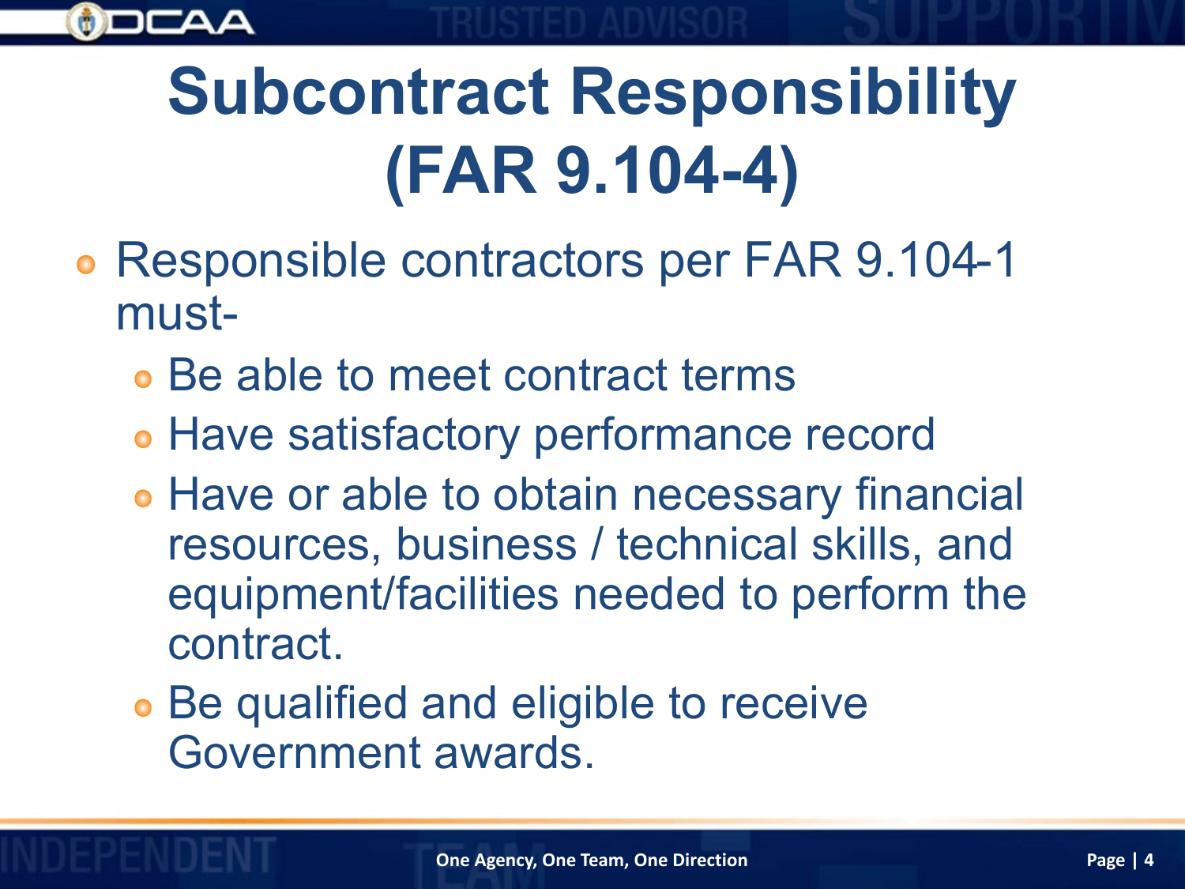# Subcontract Responsibility (FAR 9.104-4)

- Responsible contractors per FAR 9.104-1 must-
  - Be able to meet contract terms
  - Have satisfactory performance record
  - Have or able to obtain necessary financial resources, business / technical skills, and equipment/facilities needed to perform the contract.
  - Be qualified and eligible to receive Government awards.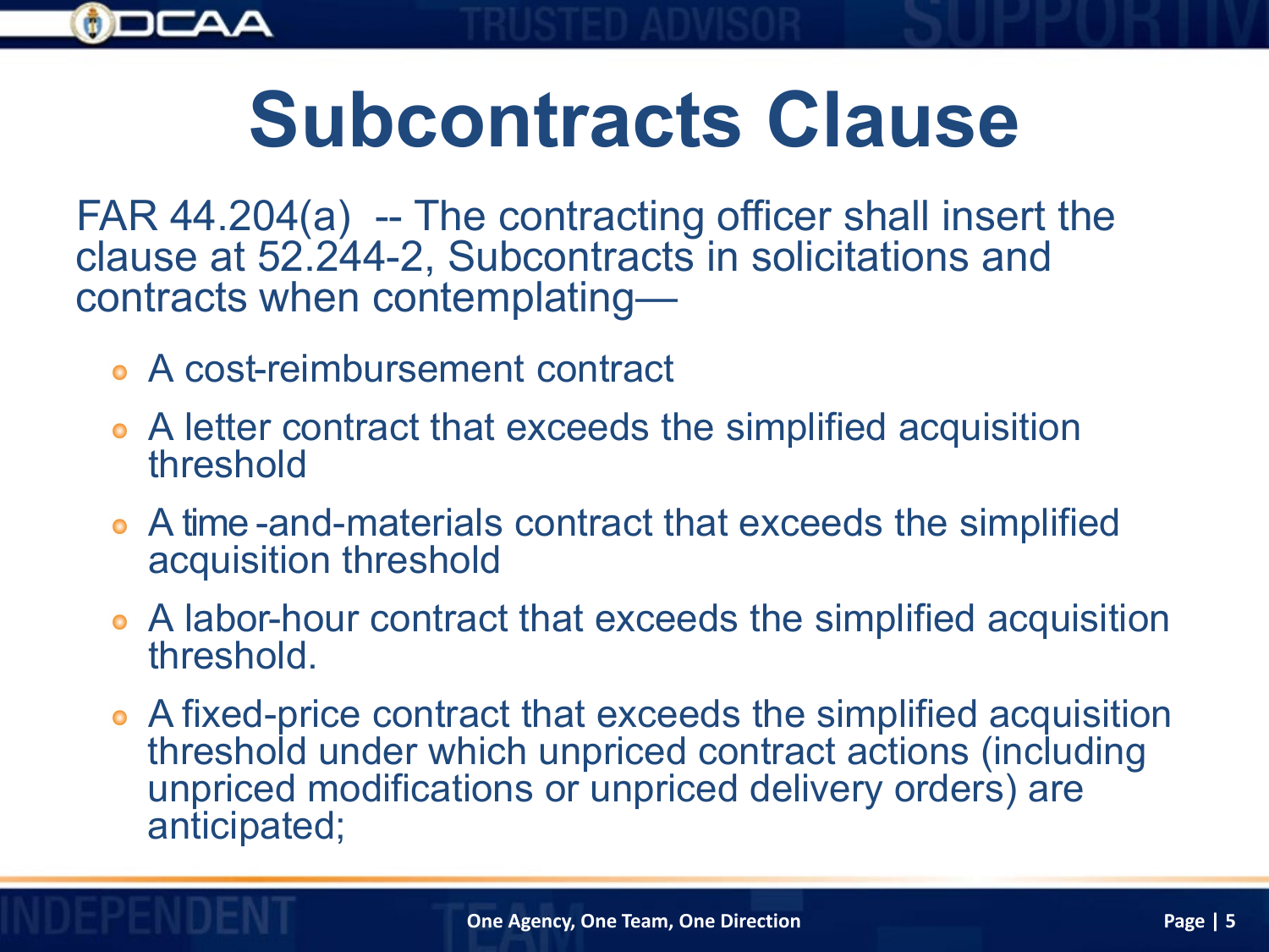# Subcontracts Clause

FAR 44.204(a) -- The contracting officer shall insert the clause at 52.244-2, Subcontracts in solicitations and contracts when contemplating—

- A cost-reimbursement contract
- A letter contract that exceeds the simplified acquisition threshold
- A time -and-materials contract that exceeds the simplified acquisition threshold
- A labor-hour contract that exceeds the simplified acquisition threshold.
- A fixed-price contract that exceeds the simplified acquisition threshold under which unpriced contract actions (including unpriced modifications or unpriced delivery orders) are anticipated;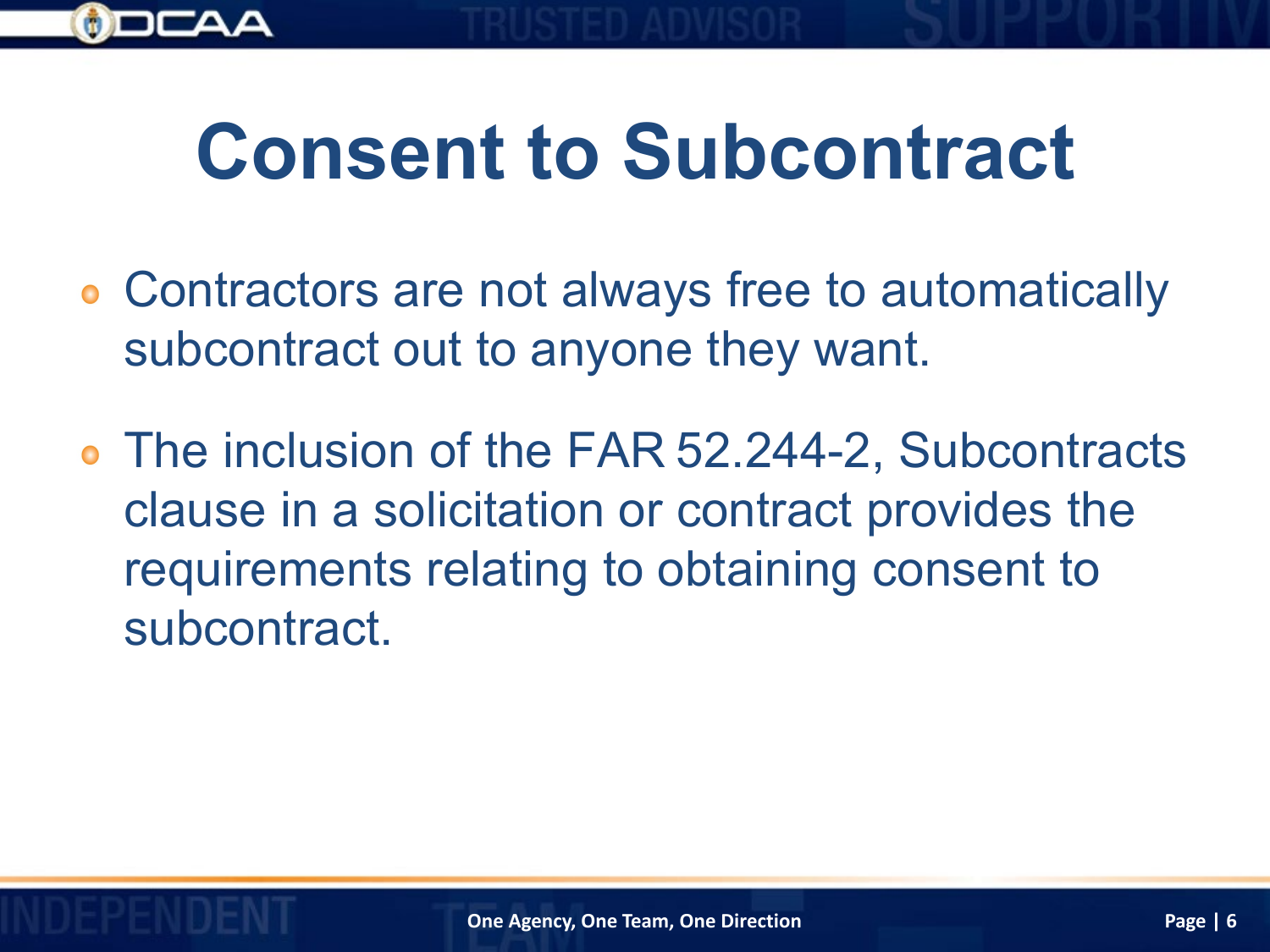# Consent to Subcontract

- Contractors are not always free to automatically subcontract out to anyone they want.
- The inclusion of the FAR 52.244-2, Subcontracts clause in a solicitation or contract provides the requirements relating to obtaining consent to subcontract.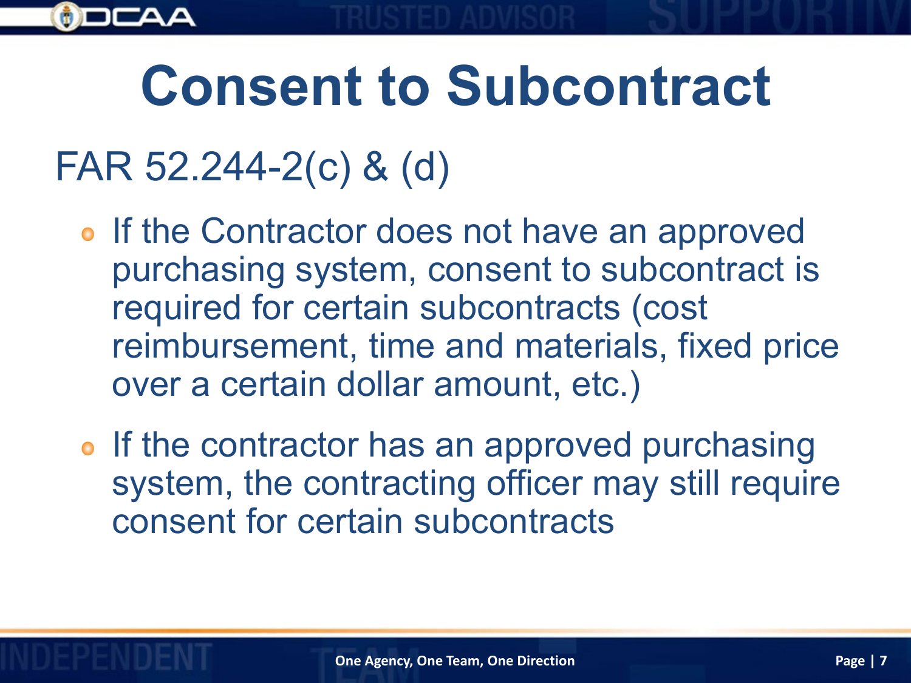# Consent to Subcontract

## FAR 52.244-2(c) & (d)

- If the Contractor does not have an approved purchasing system, consent to subcontract is required for certain subcontracts (cost reimbursement, time and materials, fixed price over a certain dollar amount, etc.)
- If the contractor has an approved purchasing system, the contracting officer may still require consent for certain subcontracts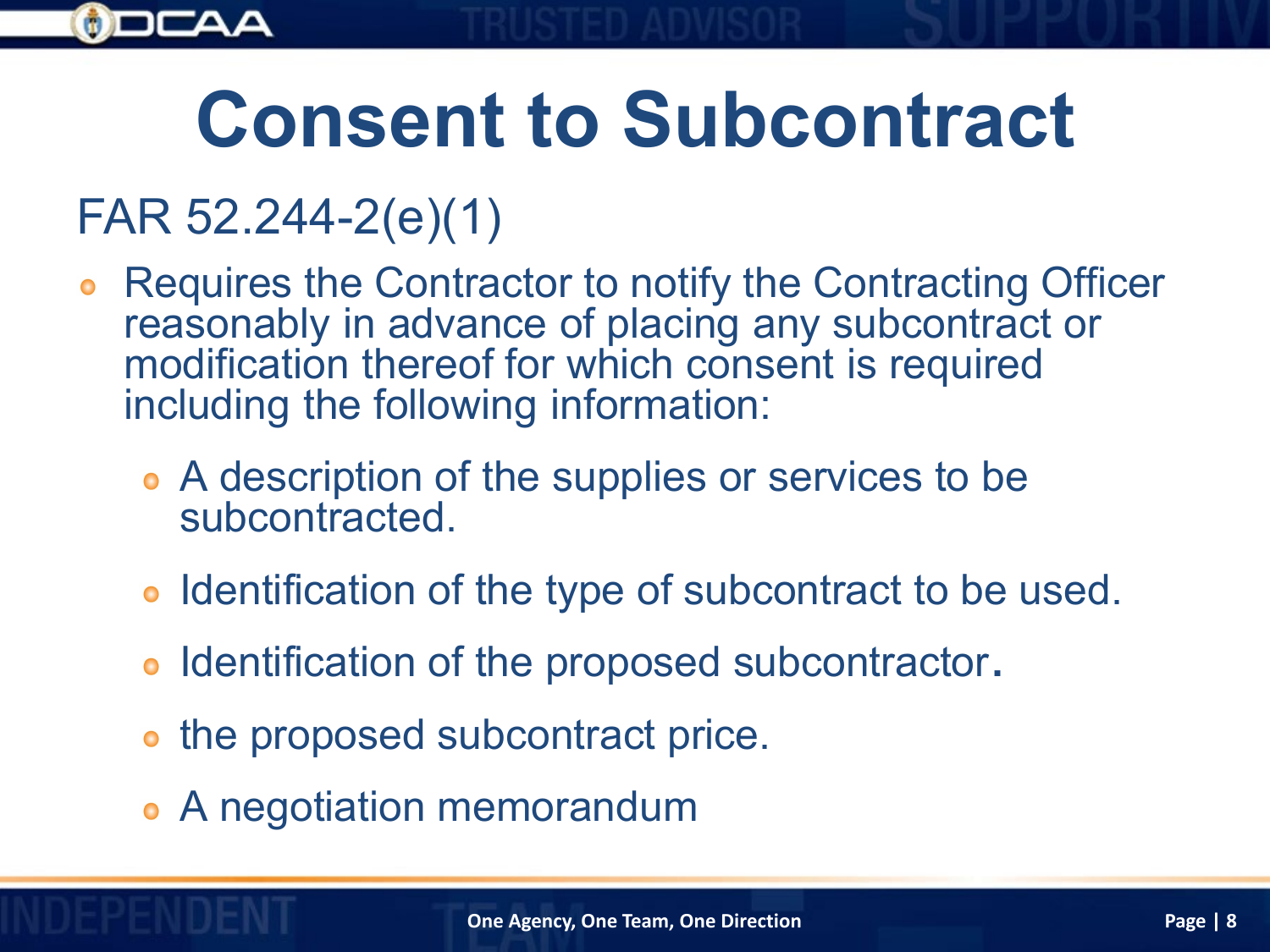# Consent to Subcontract

FAR 52.244-2(e)(1)

- Requires the Contractor to notify the Contracting Officer reasonably in advance of placing any subcontract or modification thereof for which consent is required including the following information:
  - A description of the supplies or services to be subcontracted.
  - Identification of the type of subcontract to be used.
  - Identification of the proposed subcontractor.
  - the proposed subcontract price.
  - A negotiation memorandum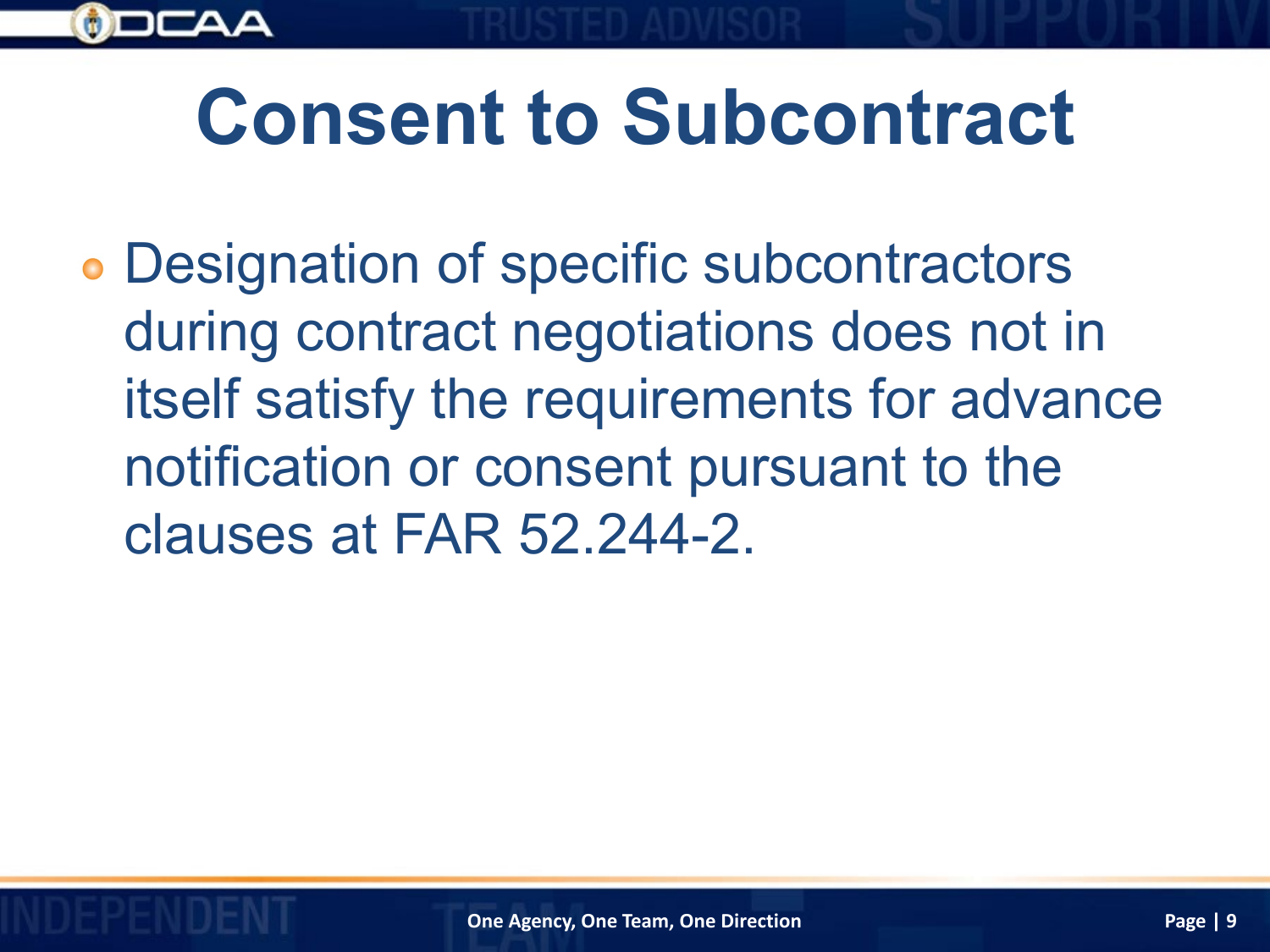# Consent to Subcontract

- Designation of specific subcontractors during contract negotiations does not in itself satisfy the requirements for advance notification or consent pursuant to the clauses at FAR 52.244-2.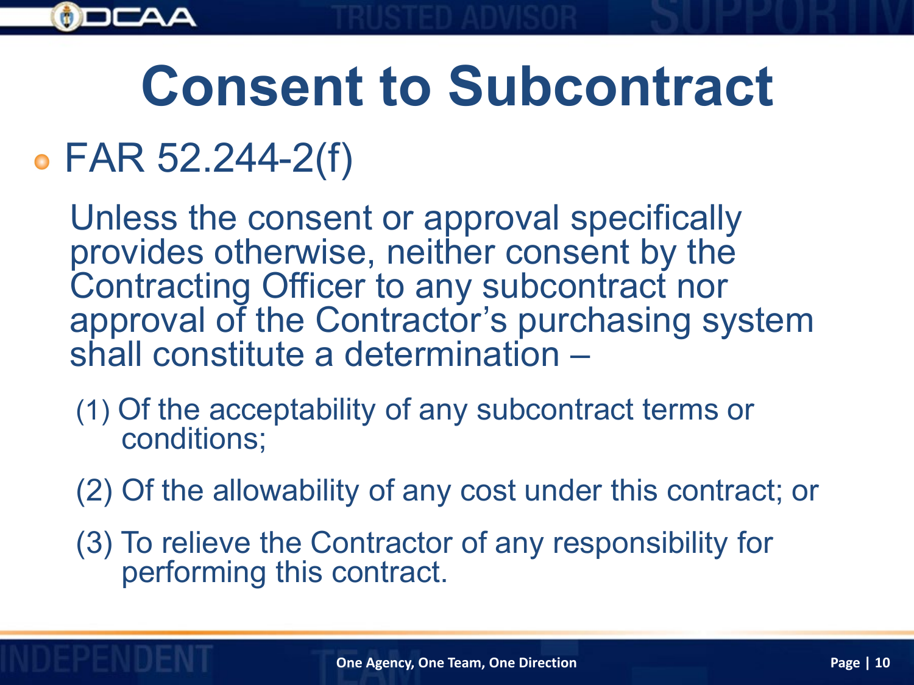# Consent to Subcontract

- FAR 52.244-2(f)

  Unless the consent or approval specifically provides otherwise, neither consent by the Contracting Officer to any subcontract nor approval of the Contractor's purchasing system shall constitute a determination –

  (1) Of the acceptability of any subcontract terms or conditions;

  (2) Of the allowability of any cost under this contract; or

  (3) To relieve the Contractor of any responsibility for performing this contract.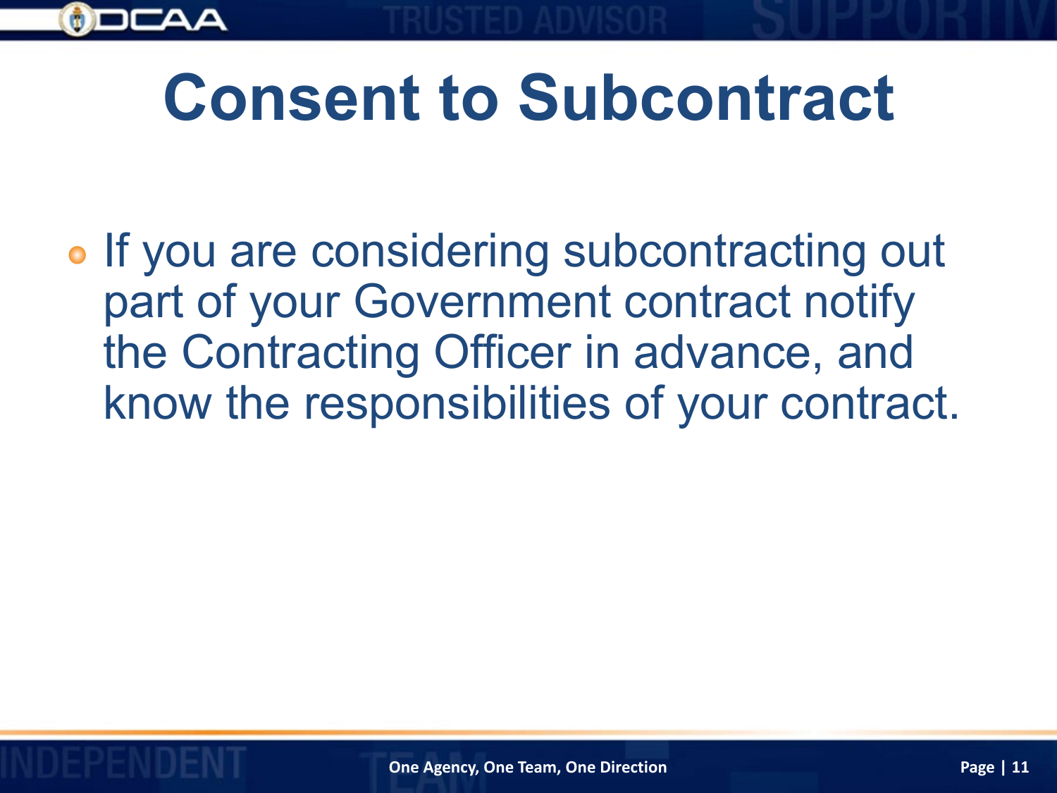# Consent to Subcontract

- If you are considering subcontracting out part of your Government contract notify the Contracting Officer in advance, and know the responsibilities of your contract.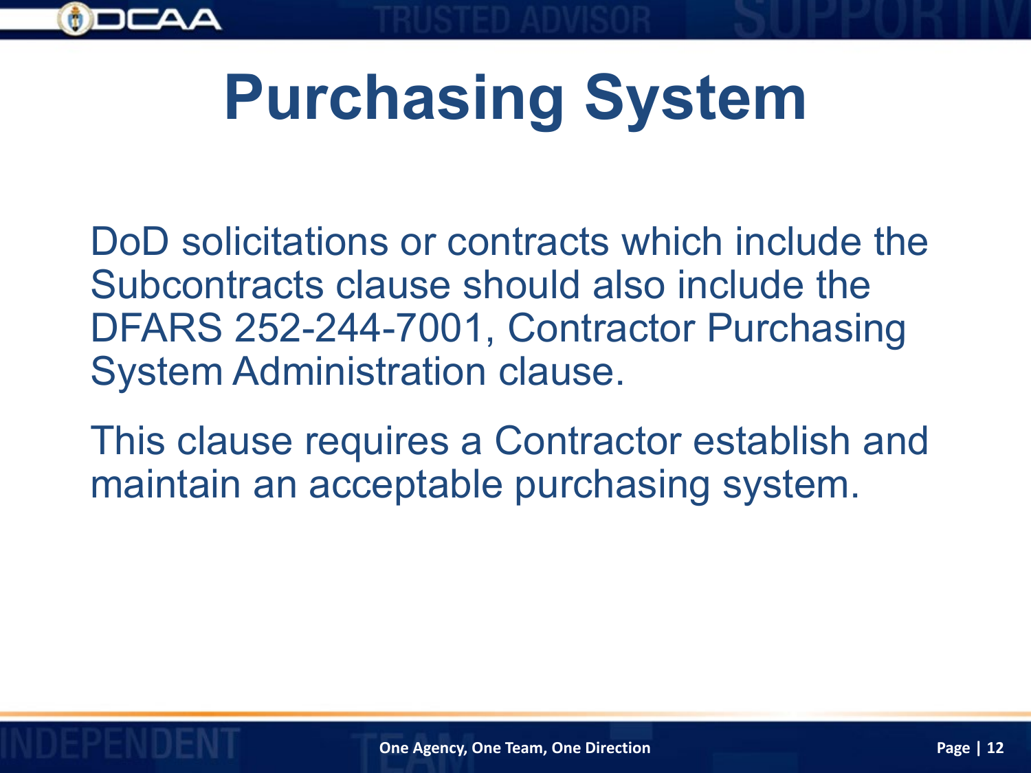# Purchasing System

DoD solicitations or contracts which include the Subcontracts clause should also include the DFARS 252-244-7001, Contractor Purchasing System Administration clause.

This clause requires a Contractor establish and maintain an acceptable purchasing system.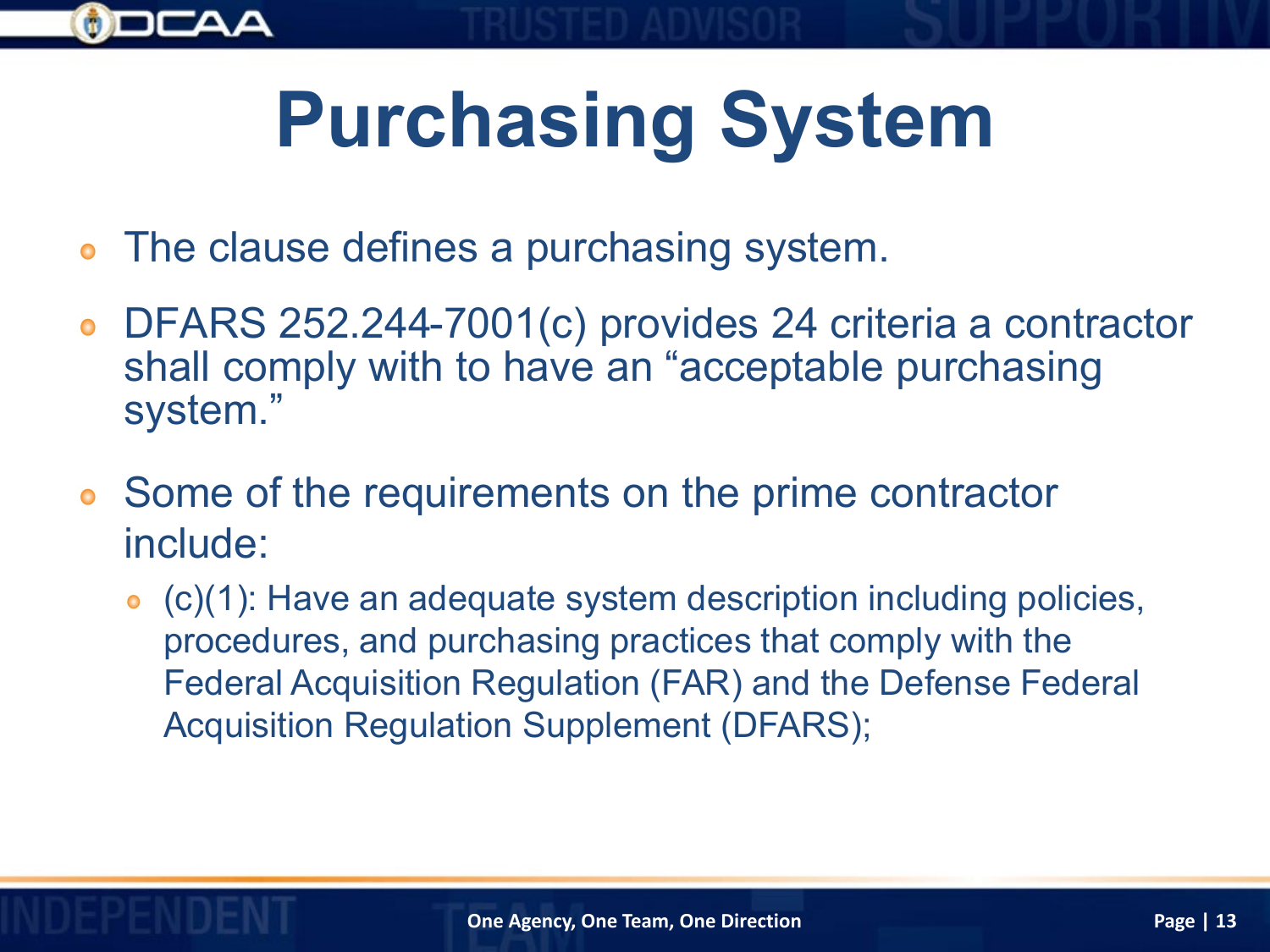# Purchasing System

- The clause defines a purchasing system.
- DFARS 252.244-7001(c) provides 24 criteria a contractor shall comply with to have an "acceptable purchasing system."
- Some of the requirements on the prime contractor include:
  - (c)(1): Have an adequate system description including policies, procedures, and purchasing practices that comply with the Federal Acquisition Regulation (FAR) and the Defense Federal Acquisition Regulation Supplement (DFARS);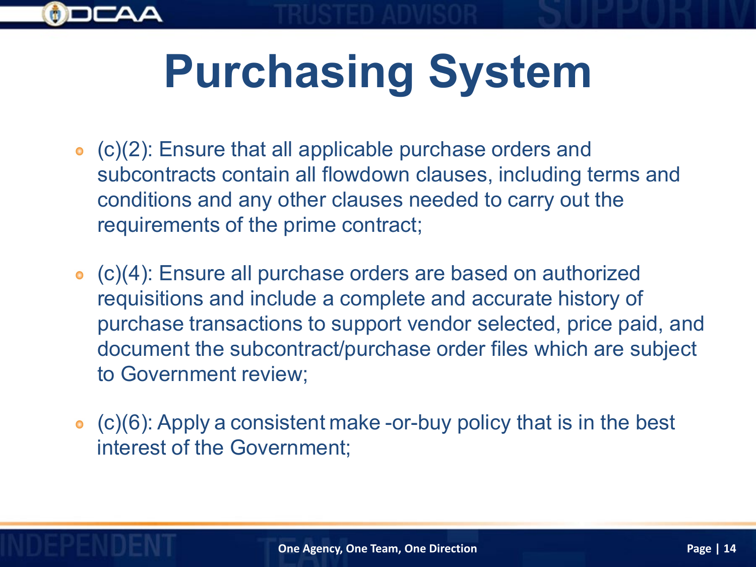# Purchasing System

- (c)(2): Ensure that all applicable purchase orders and subcontracts contain all flowdown clauses, including terms and conditions and any other clauses needed to carry out the requirements of the prime contract;

- (c)(4): Ensure all purchase orders are based on authorized requisitions and include a complete and accurate history of purchase transactions to support vendor selected, price paid, and document the subcontract/purchase order files which are subject to Government review;

- (c)(6): Apply a consistent make -or-buy policy that is in the best interest of the Government;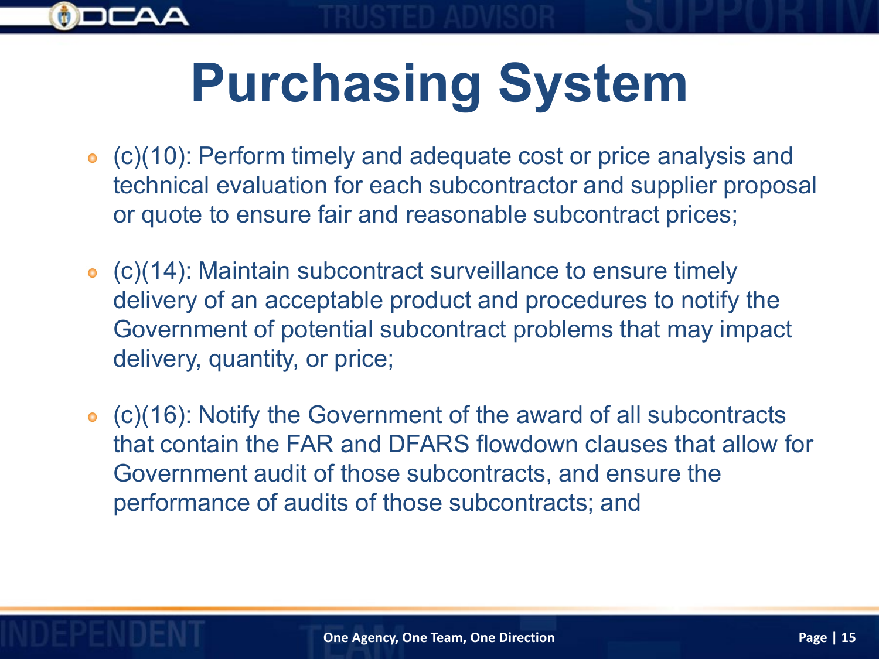# Purchasing System

- (c)(10): Perform timely and adequate cost or price analysis and technical evaluation for each subcontractor and supplier proposal or quote to ensure fair and reasonable subcontract prices;
- (c)(14): Maintain subcontract surveillance to ensure timely delivery of an acceptable product and procedures to notify the Government of potential subcontract problems that may impact delivery, quantity, or price;
- (c)(16): Notify the Government of the award of all subcontracts that contain the FAR and DFARS flowdown clauses that allow for Government audit of those subcontracts, and ensure the performance of audits of those subcontracts; and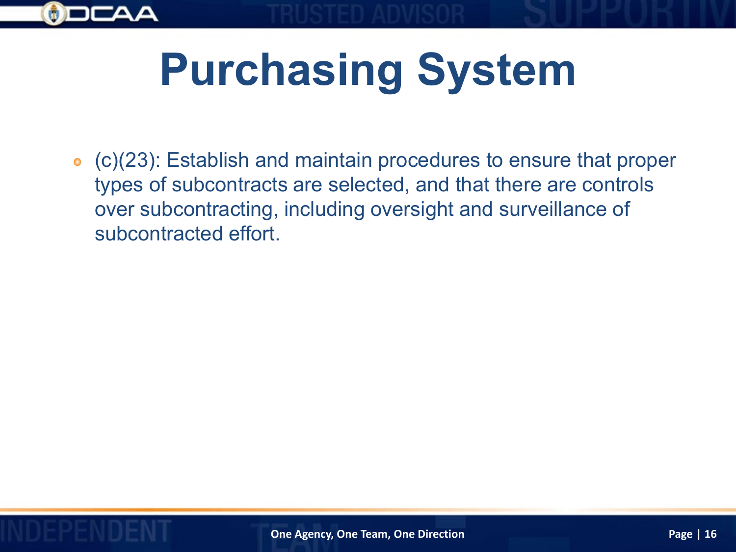# Purchasing System

- (c)(23): Establish and maintain procedures to ensure that proper types of subcontracts are selected, and that there are controls over subcontracting, including oversight and surveillance of subcontracted effort.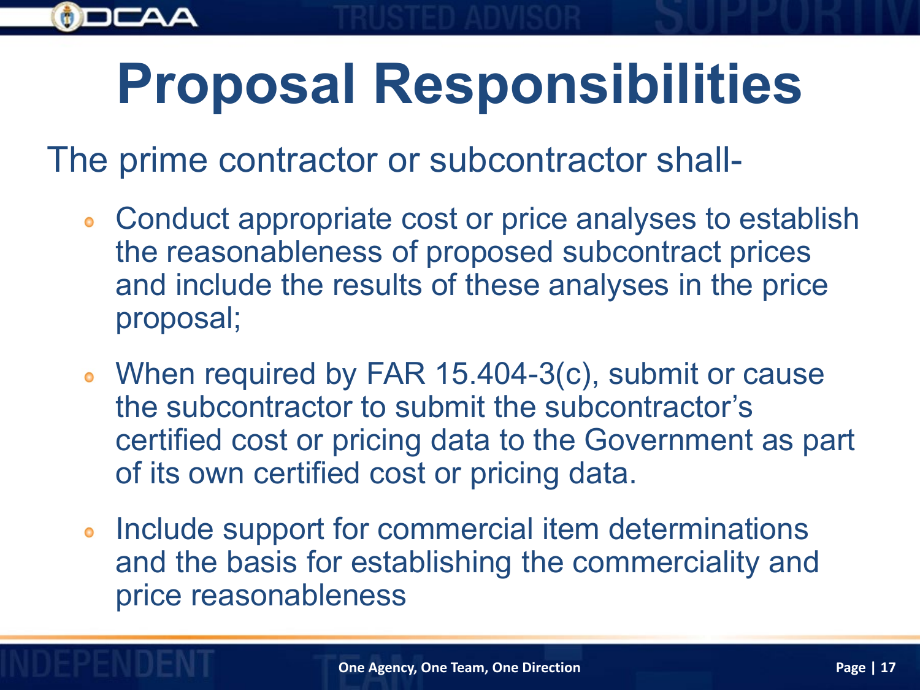# Proposal Responsibilities

The prime contractor or subcontractor shall-

- Conduct appropriate cost or price analyses to establish the reasonableness of proposed subcontract prices and include the results of these analyses in the price proposal;
- When required by FAR 15.404-3(c), submit or cause the subcontractor to submit the subcontractor's certified cost or pricing data to the Government as part of its own certified cost or pricing data.
- Include support for commercial item determinations and the basis for establishing the commerciality and price reasonableness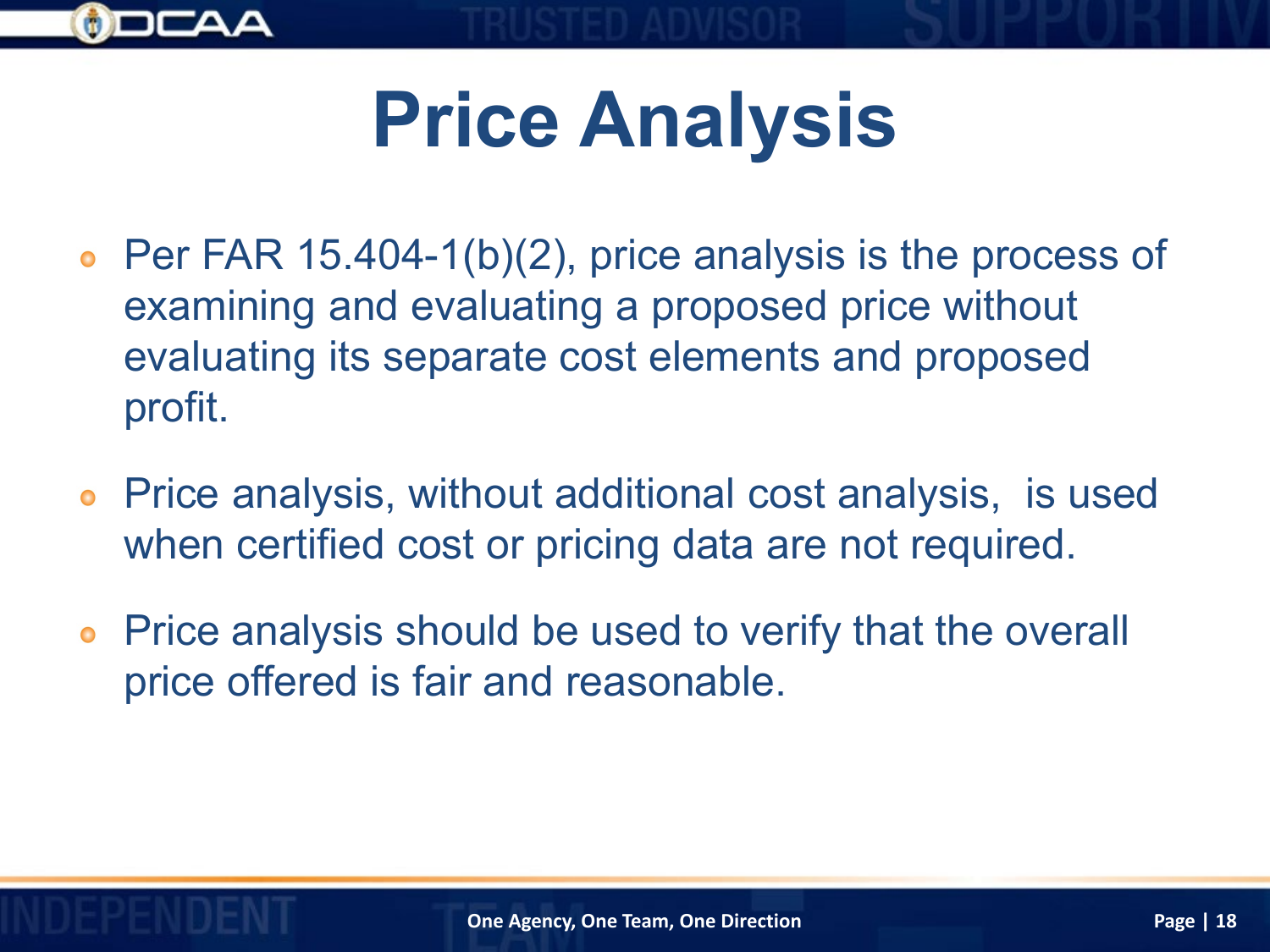# Price Analysis

- Per FAR 15.404-1(b)(2), price analysis is the process of examining and evaluating a proposed price without evaluating its separate cost elements and proposed profit.
- Price analysis, without additional cost analysis,  is used when certified cost or pricing data are not required.
- Price analysis should be used to verify that the overall price offered is fair and reasonable.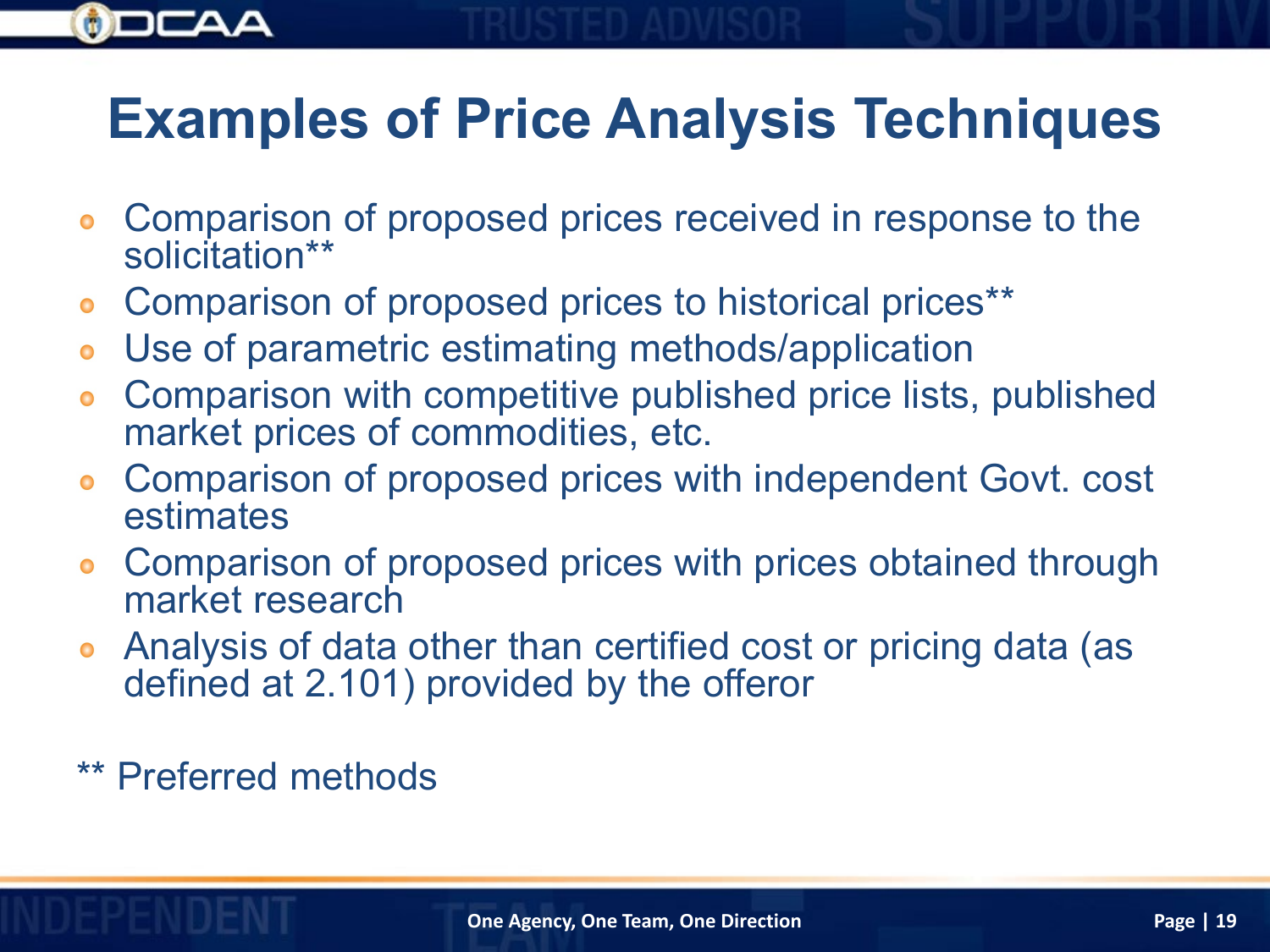# Examples of Price Analysis Techniques

- Comparison of proposed prices received in response to the solicitation**
- Comparison of proposed prices to historical prices**
- Use of parametric estimating methods/application
- Comparison with competitive published price lists, published market prices of commodities, etc.
- Comparison of proposed prices with independent Govt. cost estimates
- Comparison of proposed prices with prices obtained through market research
- Analysis of data other than certified cost or pricing data (as defined at 2.101) provided by the offeror

** Preferred methods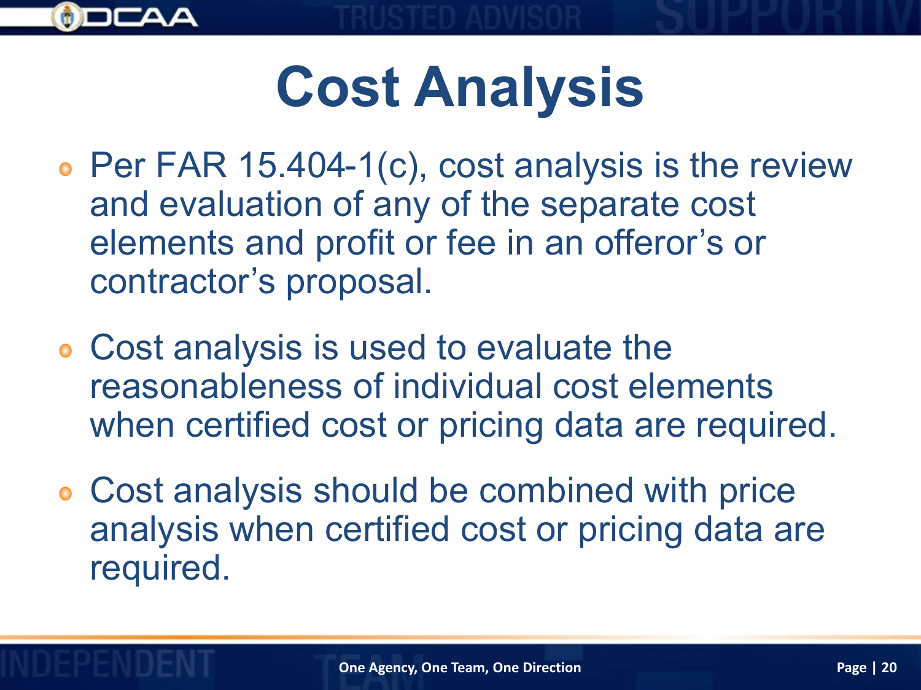# Cost Analysis

- Per FAR 15.404-1(c), cost analysis is the review and evaluation of any of the separate cost elements and profit or fee in an offeror's or contractor's proposal.
- Cost analysis is used to evaluate the reasonableness of individual cost elements when certified cost or pricing data are required.
- Cost analysis should be combined with price analysis when certified cost or pricing data are required.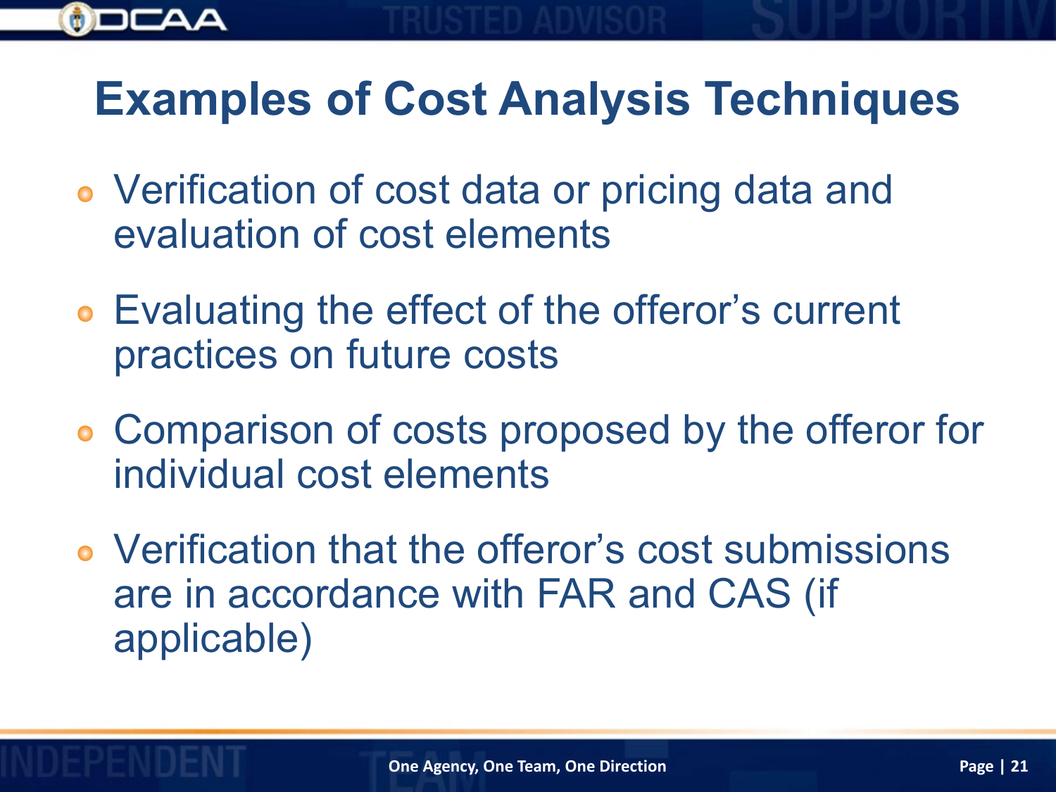# Examples of Cost Analysis Techniques

- Verification of cost data or pricing data and evaluation of cost elements
- Evaluating the effect of the offeror's current practices on future costs
- Comparison of costs proposed by the offeror for individual cost elements
- Verification that the offeror's cost submissions are in accordance with FAR and CAS (if applicable)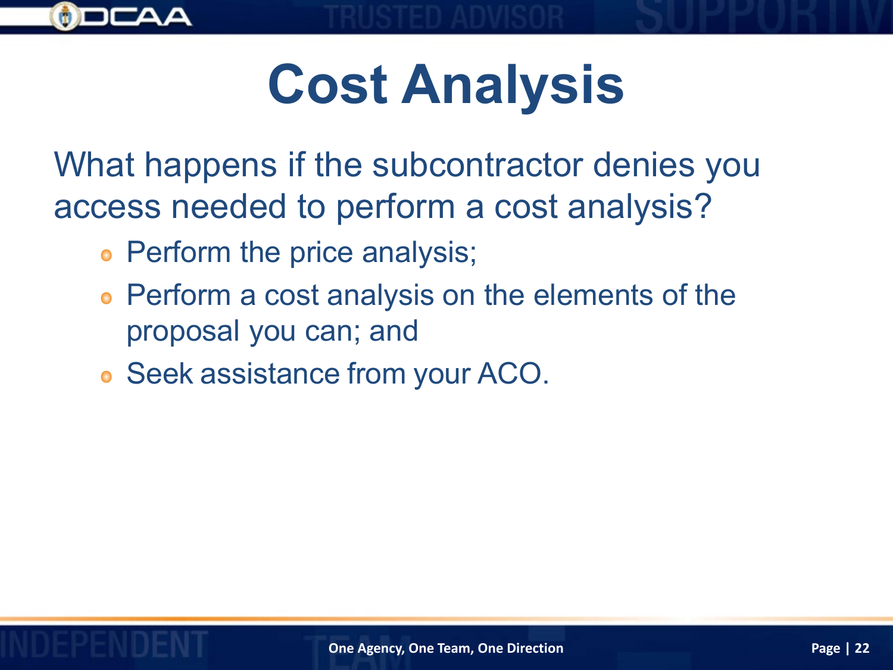# Cost Analysis

What happens if the subcontractor denies you access needed to perform a cost analysis?

- Perform the price analysis;
- Perform a cost analysis on the elements of the proposal you can; and
- Seek assistance from your ACO.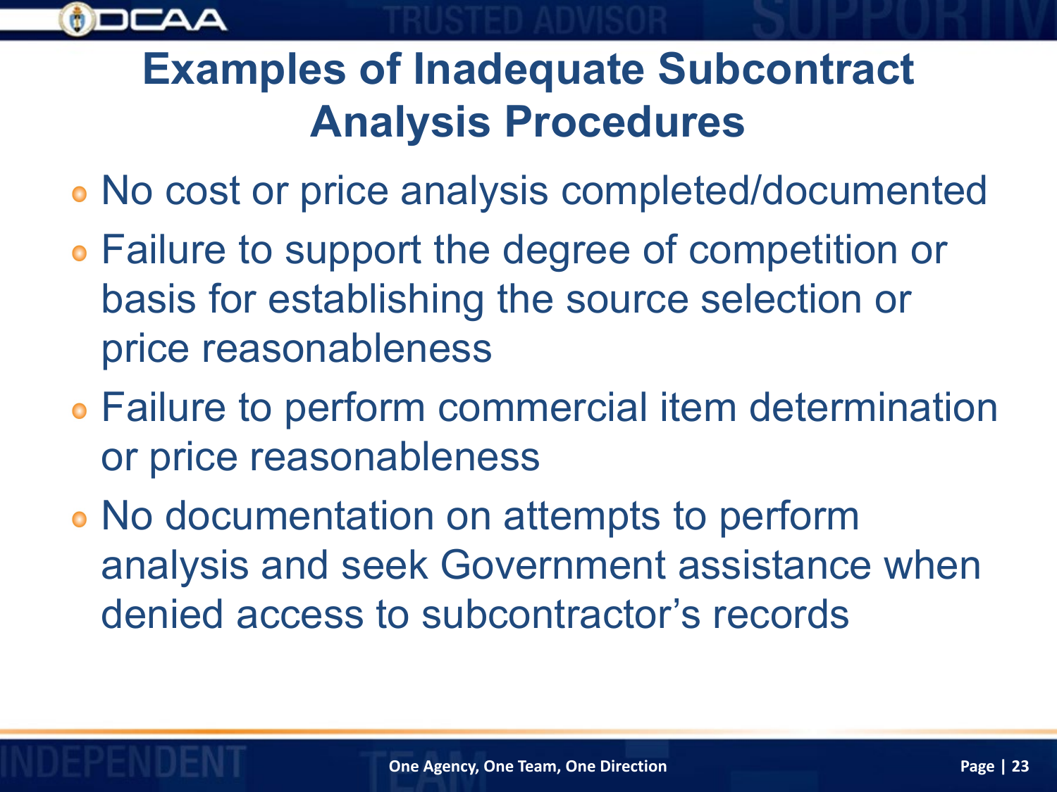# Examples of Inadequate Subcontract Analysis Procedures

- No cost or price analysis completed/documented
- Failure to support the degree of competition or basis for establishing the source selection or price reasonableness
- Failure to perform commercial item determination or price reasonableness
- No documentation on attempts to perform analysis and seek Government assistance when denied access to subcontractor's records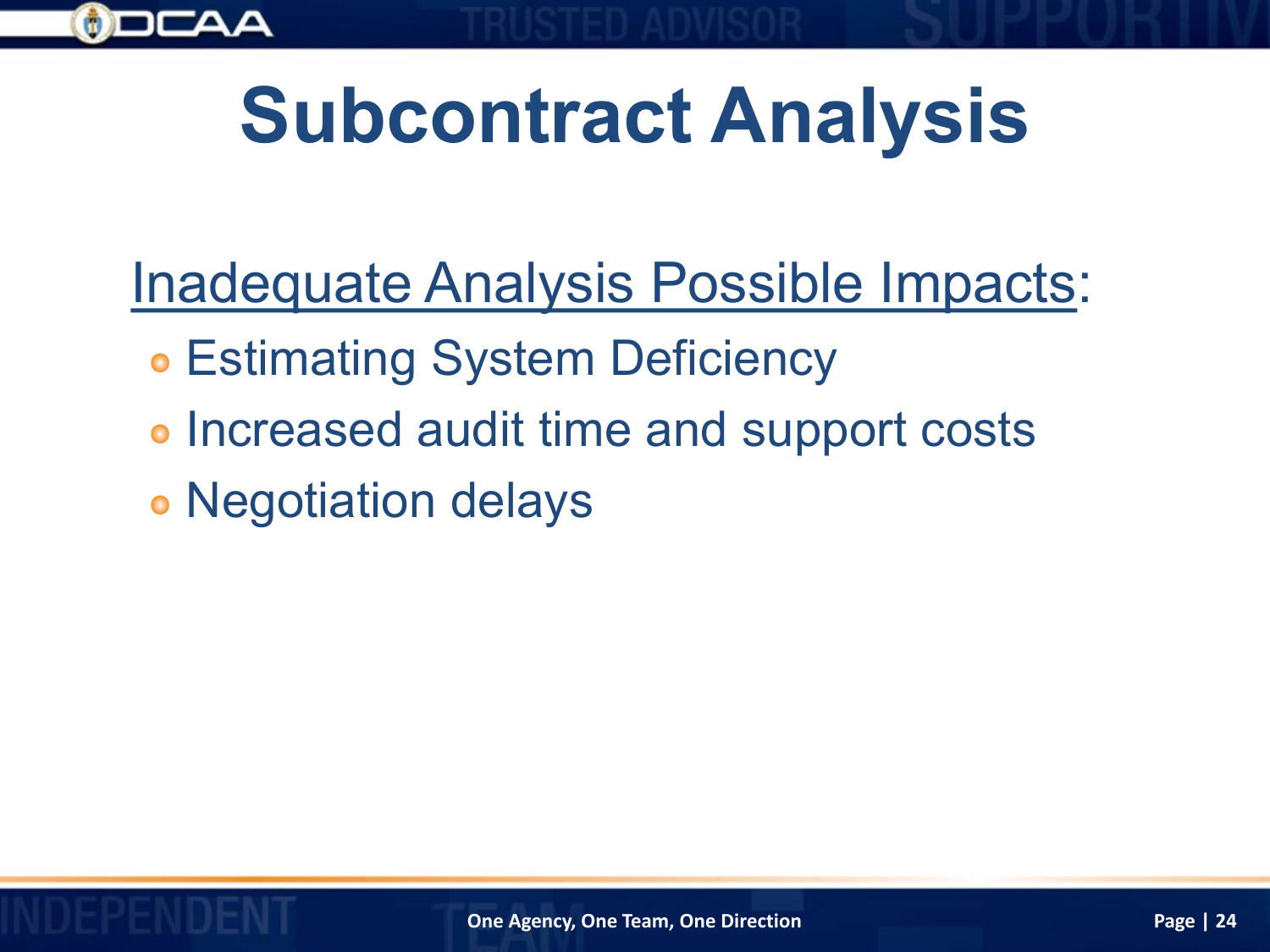# Subcontract Analysis

<u>Inadequate Analysis Possible Impacts</u>:

- Estimating System Deficiency
- Increased audit time and support costs
- Negotiation delays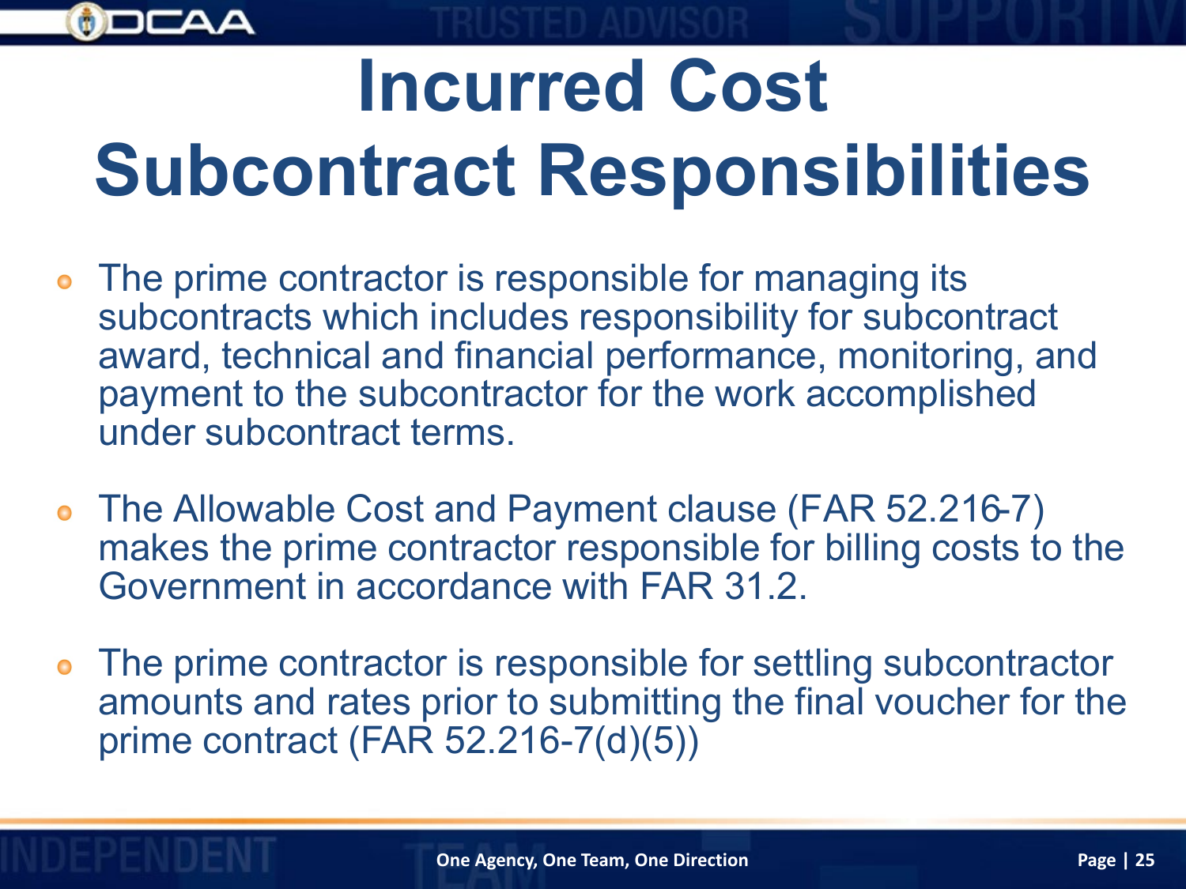# Incurred Cost Subcontract Responsibilities

- The prime contractor is responsible for managing its subcontracts which includes responsibility for subcontract award, technical and financial performance, monitoring, and payment to the subcontractor for the work accomplished under subcontract terms.

- The Allowable Cost and Payment clause (FAR 52.216-7) makes the prime contractor responsible for billing costs to the Government in accordance with FAR 31.2.

- The prime contractor is responsible for settling subcontractor amounts and rates prior to submitting the final voucher for the prime contract (FAR 52.216-7(d)(5))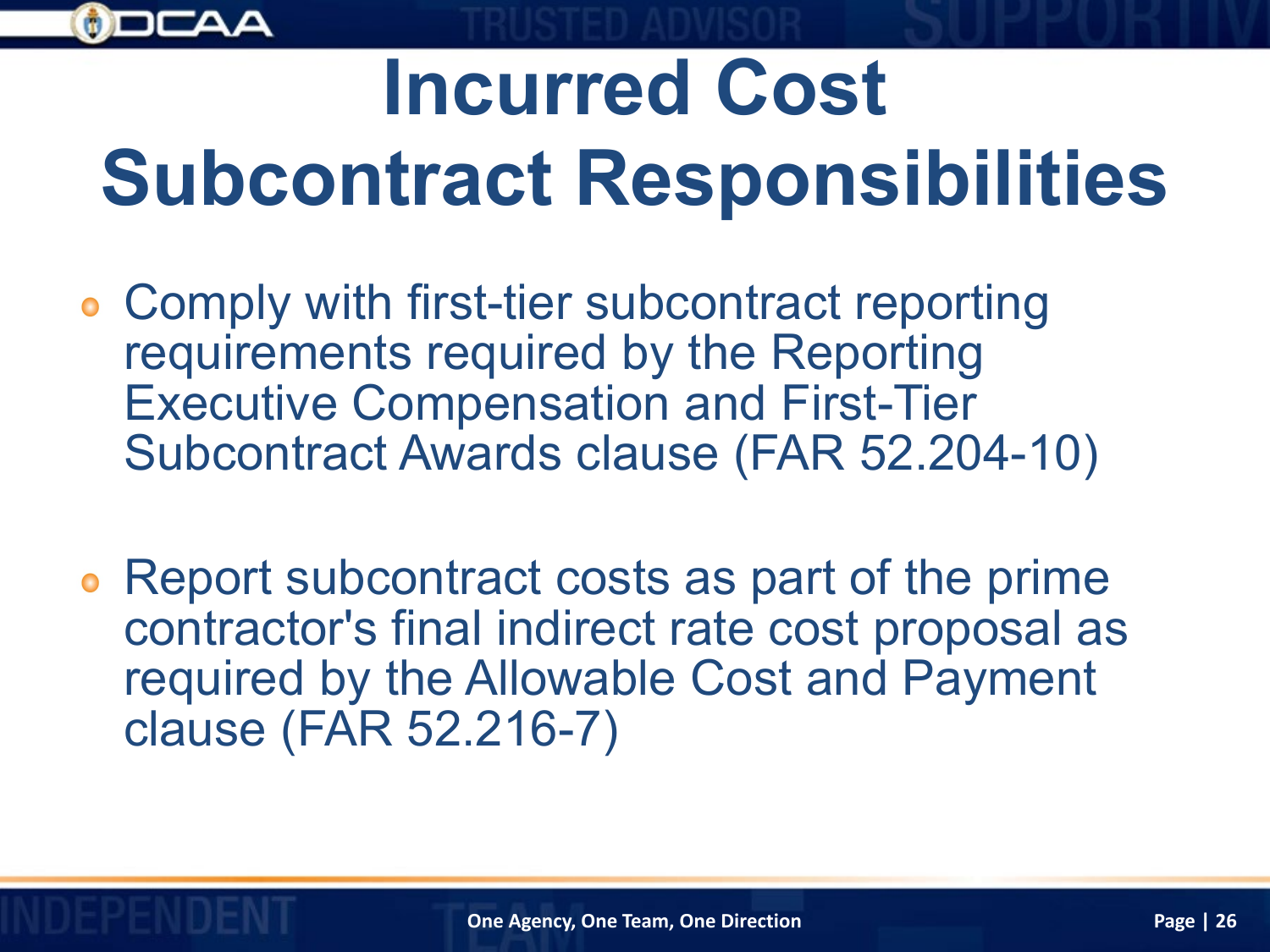# Incurred Cost Subcontract Responsibilities

- Comply with first-tier subcontract reporting requirements required by the Reporting Executive Compensation and First-Tier Subcontract Awards clause (FAR 52.204-10)
- Report subcontract costs as part of the prime contractor's final indirect rate cost proposal as required by the Allowable Cost and Payment clause (FAR 52.216-7)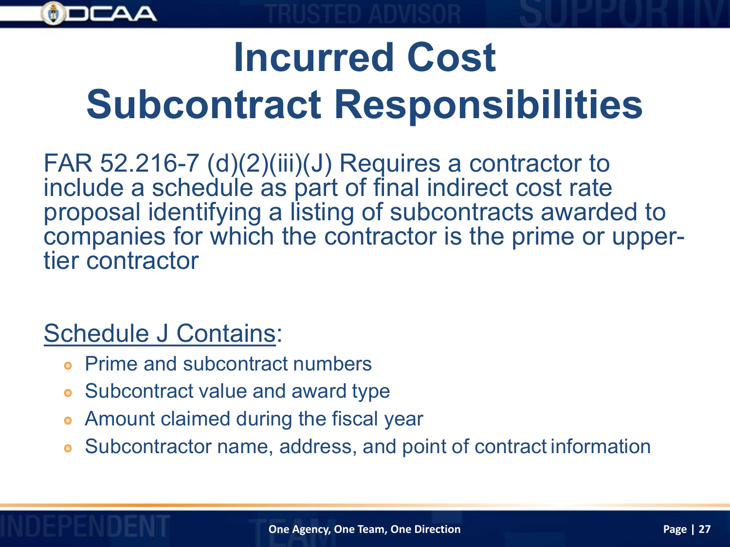# Incurred Cost Subcontract Responsibilities

FAR 52.216-7 (d)(2)(iii)(J) Requires a contractor to include a schedule as part of final indirect cost rate proposal identifying a listing of subcontracts awarded to companies for which the contractor is the prime or upper-tier contractor

Schedule J Contains:

- Prime and subcontract numbers
- Subcontract value and award type
- Amount claimed during the fiscal year
- Subcontractor name, address, and point of contract information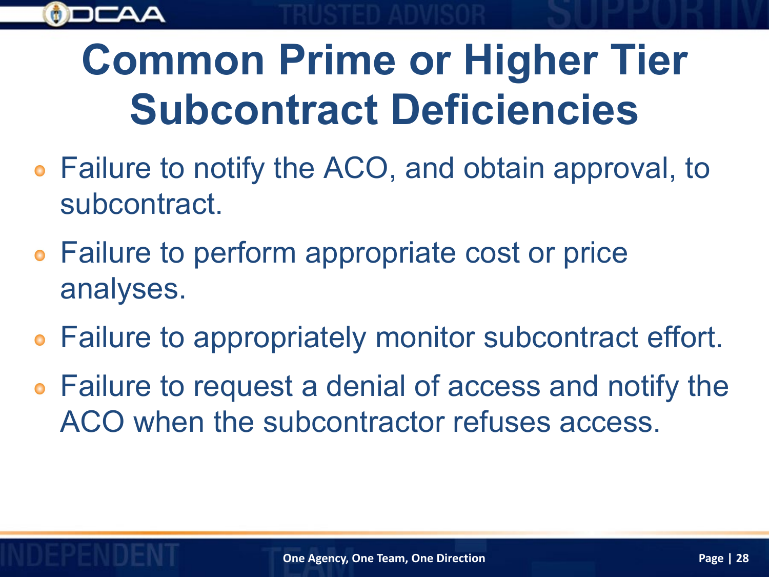# Common Prime or Higher Tier Subcontract Deficiencies

- Failure to notify the ACO, and obtain approval, to subcontract.
- Failure to perform appropriate cost or price analyses.
- Failure to appropriately monitor subcontract effort.
- Failure to request a denial of access and notify the ACO when the subcontractor refuses access.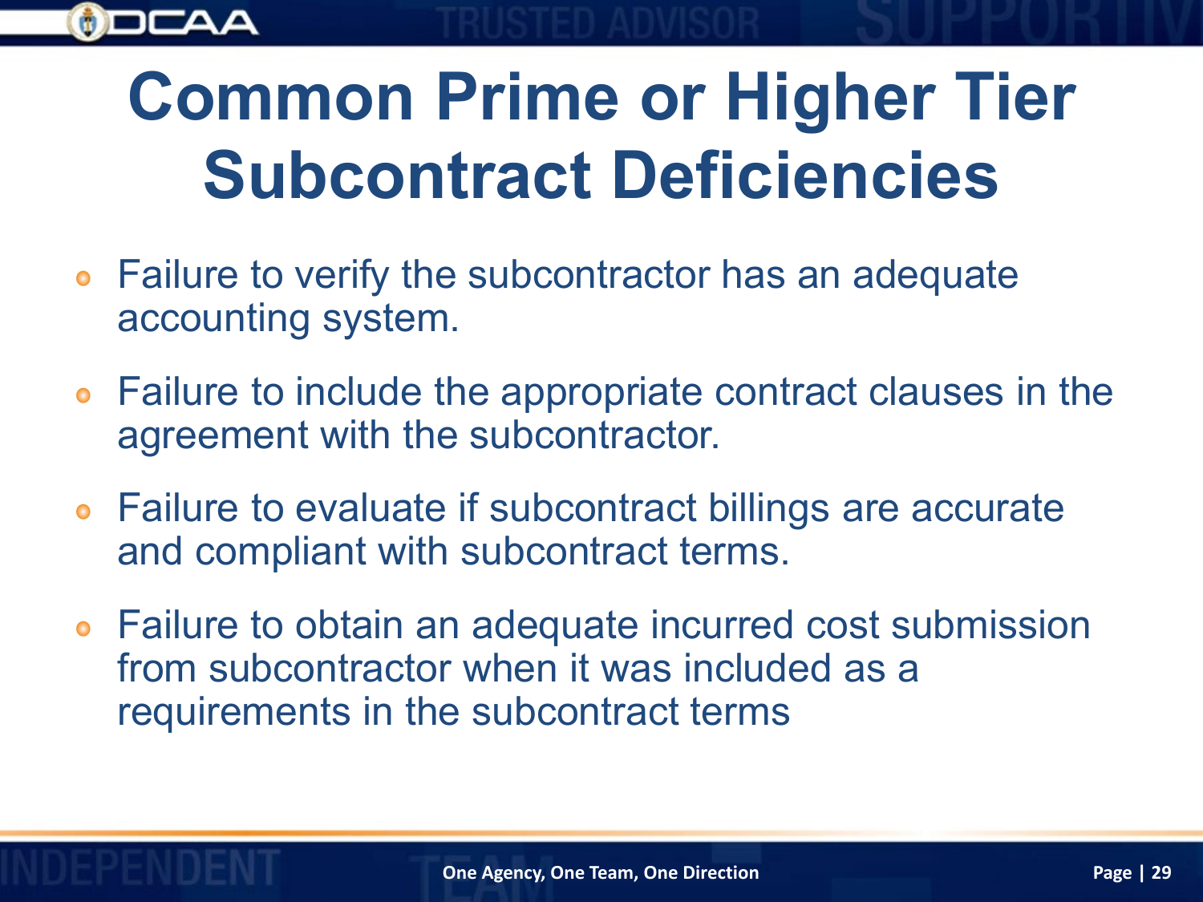# Common Prime or Higher Tier Subcontract Deficiencies

- Failure to verify the subcontractor has an adequate accounting system.
- Failure to include the appropriate contract clauses in the agreement with the subcontractor.
- Failure to evaluate if subcontract billings are accurate and compliant with subcontract terms.
- Failure to obtain an adequate incurred cost submission from subcontractor when it was included as a requirements in the subcontract terms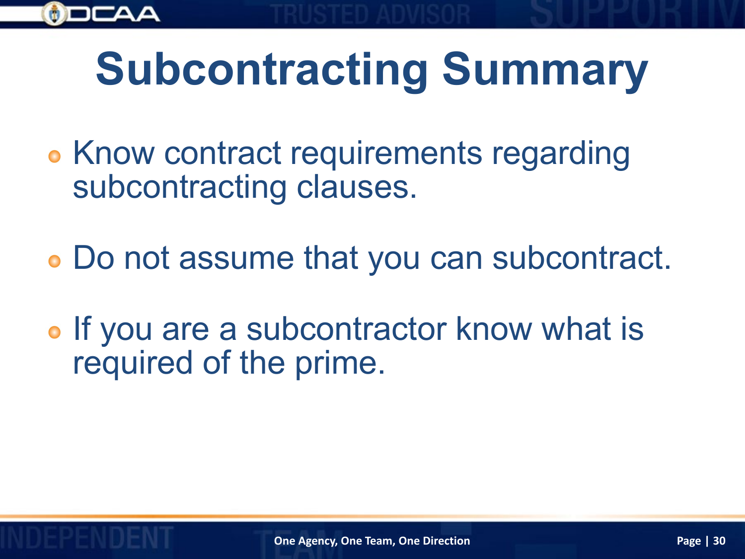# Subcontracting Summary

- Know contract requirements regarding subcontracting clauses.
- Do not assume that you can subcontract.
- If you are a subcontractor know what is required of the prime.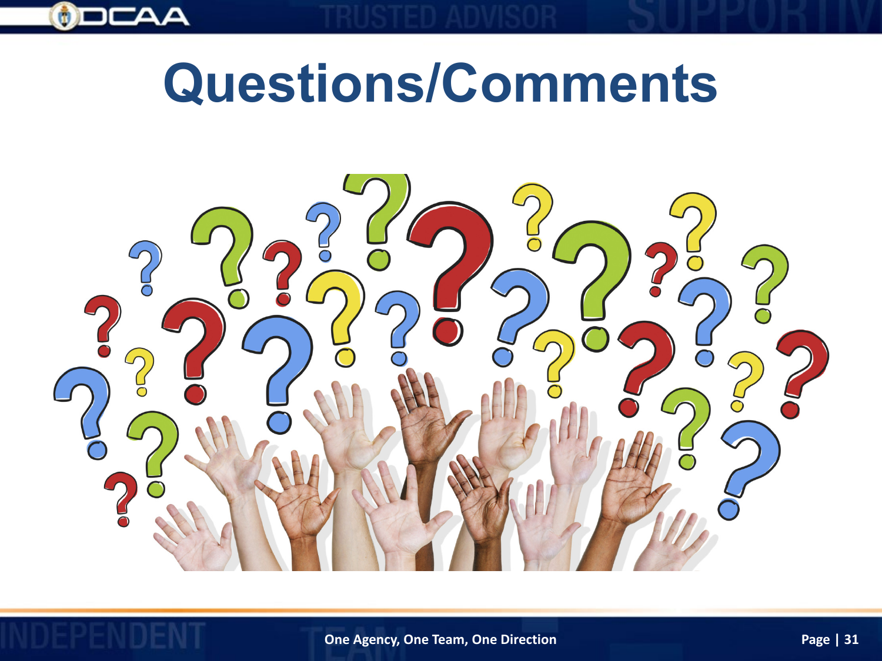# Questions/Comments